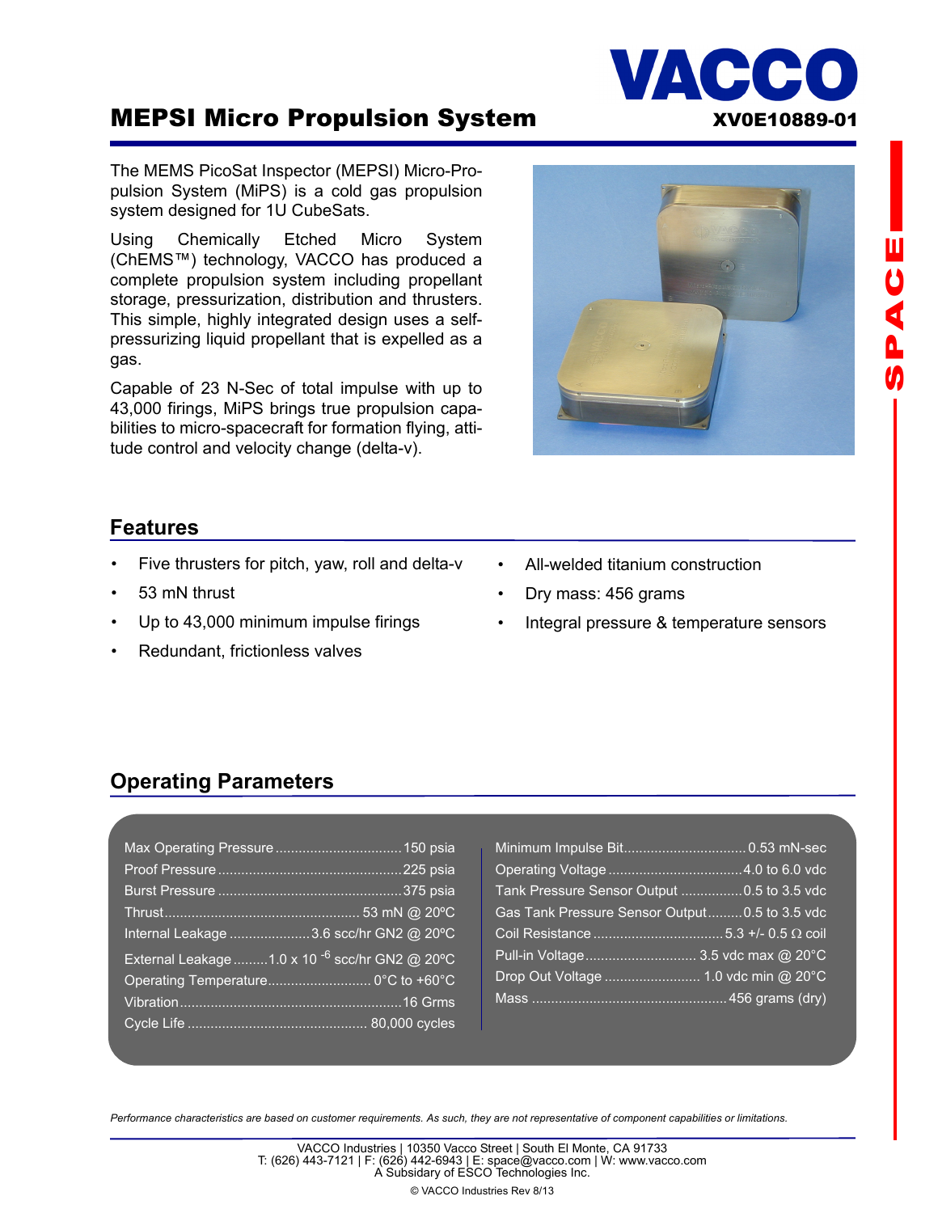# MEPSI Micro Propulsion System

VACCO

XV0E10889-01

SPACE

The MEMS PicoSat Inspector (MEPSI) Micro-Propulsion System (MiPS) is a cold gas propulsion system designed for 1U CubeSats.

Using Chemically Etched Micro System (ChEMS™) technology, VACCO has produced a complete propulsion system including propellant storage, pressurization, distribution and thrusters. This simple, highly integrated design uses a self-pressurizing liquid propellant that is expelled as a gas.

Capable of 23 N-Sec of total impulse with up to 43,000 firings, MiPS brings true propulsion capabilities to micro-spacecraft for formation flying, attitude control and velocity change (delta-v).

## Features

- Five thrusters for pitch, yaw, roll and delta-v
- 53 mN thrust
- Up to 43,000 minimum impulse firings
- Redundant, frictionless valves
- All-welded titanium construction
- Dry mass: 456 grams
- Integral pressure & temperature sensors

## Operating Parameters

| Parameter | Value |
|---|---|
| Max Operating Pressure | 150 psia |
| Proof Pressure | 225 psia |
| Burst Pressure | 375 psia |
| Thrust | 53 mN @ 20ºC |
| Internal Leakage | 3.6 scc/hr GN2 @ 20ºC |
| External Leakage | $1.0 \times 10^{-6}$ scc/hr GN2 @ 20ºC |
| Operating Temperature | 0°C to +60°C |
| Vibration | 16 Grms |
| Cycle Life | 80,000 cycles |
| Minimum Impulse Bit | 0.53 mN-sec |
| Operating Voltage | 4.0 to 6.0 vdc |
| Tank Pressure Sensor Output | 0.5 to 3.5 vdc |
| Gas Tank Pressure Sensor Output | 0.5 to 3.5 vdc |
| Coil Resistance | 5.3 +/- 0.5 Ω coil |
| Pull-in Voltage | 3.5 vdc max @ 20°C |
| Drop Out Voltage | 1.0 vdc min @ 20°C |
| Mass | 456 grams (dry) |

*Performance characteristics are based on customer requirements. As such, they are not representative of component capabilities or limitations.*

VACCO Industries | 10350 Vacco Street | South El Monte, CA 91733
T: (626) 443-7121 | F: (626) 442-6943 | E: space@vacco.com | W: www.vacco.com
A Subsidary of ESCO Technologies Inc.

© VACCO Industries Rev 8/13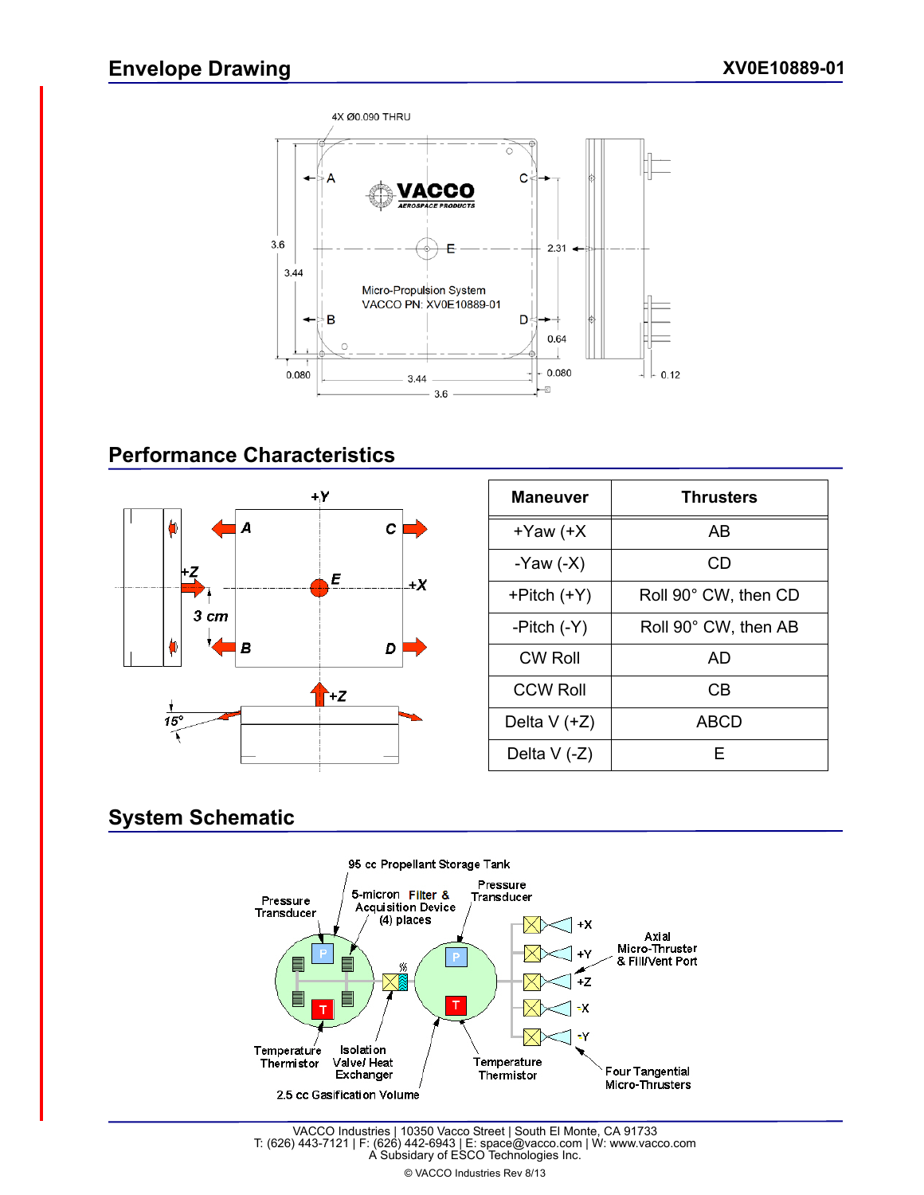## Envelope Drawing

XV0E10889-01

4X Ø0.090 THRU

A
C
E
B
D

VACCO
AEROSPACE PRODUCTS

Micro-Propulsion System
VACCO PN: XV0E10889-01

3.6
3.44
2.31
0.64
0.080
3.44
3.6
0.080
0.12

## Performance Characteristics

+Y
A
C
+Z
E
+X
3 cm
B
D
+Z
15°

| Maneuver | Thrusters |
|---|---|
| +Yaw (+X | AB |
| -Yaw (-X) | CD |
| +Pitch (+Y) | Roll 90° CW, then CD |
| -Pitch (-Y) | Roll 90° CW, then AB |
| CW Roll | AD |
| CCW Roll | CB |
| Delta V (+Z) | ABCD |
| Delta V (-Z) | E |

## System Schematic

95 cc Propellant Storage Tank
Pressure Transducer
5-micron Filter & Acquisition Device (4) places
Pressure Transducer
Axial Micro-Thruster & Fill/Vent Port
+X
+Y
+Z
-X
-Y
P
T
P
T
Temperature Thermistor
Isolation Valve/ Heat Exchanger
Temperature Thermistor
Four Tangential Micro-Thrusters
2.5 cc Gasification Volume

VACCO Industries | 10350 Vacco Street | South El Monte, CA 91733
T: (626) 443-7121 | F: (626) 442-6943 | E: space@vacco.com | W: www.vacco.com
A Subsidary of ESCO Technologies Inc.

© VACCO Industries Rev 8/13